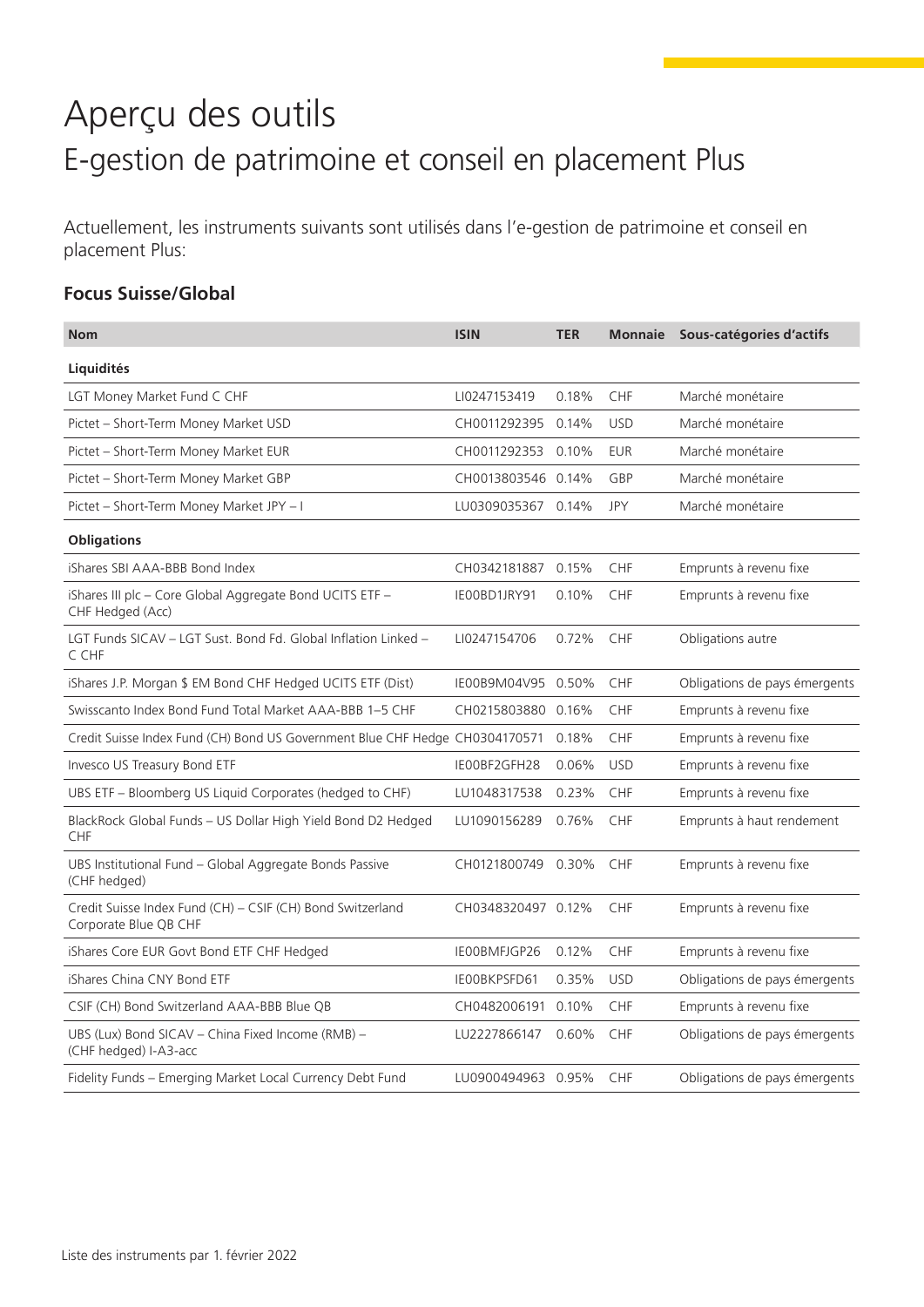# Aperçu des outils

## E-gestion de patrimoine et conseil en placement Plus

Actuellement, les instruments suivants sont utilisés dans l'e-gestion de patrimoine et conseil en placement Plus:

### Focus Suisse/Global

| Nom | ISIN | TER | Monnaie | Sous-catégories d'actifs |
|---|---|---|---|---|
| **Liquidités** | | | | |
| LGT Money Market Fund C CHF | LI0247153419 | 0.18% | CHF | Marché monétaire |
| Pictet – Short-Term Money Market USD | CH0011292395 | 0.14% | USD | Marché monétaire |
| Pictet – Short-Term Money Market EUR | CH0011292353 | 0.10% | EUR | Marché monétaire |
| Pictet – Short-Term Money Market GBP | CH0013803546 | 0.14% | GBP | Marché monétaire |
| Pictet – Short-Term Money Market JPY – I | LU0309035367 | 0.14% | JPY | Marché monétaire |
| **Obligations** | | | | |
| iShares SBI AAA-BBB Bond Index | CH0342181887 | 0.15% | CHF | Emprunts à revenu fixe |
| iShares III plc – Core Global Aggregate Bond UCITS ETF – CHF Hedged (Acc) | IE00BD1JRY91 | 0.10% | CHF | Emprunts à revenu fixe |
| LGT Funds SICAV – LGT Sust. Bond Fd. Global Inflation Linked – C CHF | LI0247154706 | 0.72% | CHF | Obligations autre |
| iShares J.P. Morgan $ EM Bond CHF Hedged UCITS ETF (Dist) | IE00B9M04V95 | 0.50% | CHF | Obligations de pays émergents |
| Swisscanto Index Bond Fund Total Market AAA-BBB 1–5 CHF | CH0215803880 | 0.16% | CHF | Emprunts à revenu fixe |
| Credit Suisse Index Fund (CH) Bond US Government Blue CHF Hedge | CH0304170571 | 0.18% | CHF | Emprunts à revenu fixe |
| Invesco US Treasury Bond ETF | IE00BF2GFH28 | 0.06% | USD | Emprunts à revenu fixe |
| UBS ETF – Bloomberg US Liquid Corporates (hedged to CHF) | LU1048317538 | 0.23% | CHF | Emprunts à revenu fixe |
| BlackRock Global Funds – US Dollar High Yield Bond D2 Hedged CHF | LU1090156289 | 0.76% | CHF | Emprunts à haut rendement |
| UBS Institutional Fund – Global Aggregate Bonds Passive (CHF hedged) | CH0121800749 | 0.30% | CHF | Emprunts à revenu fixe |
| Credit Suisse Index Fund (CH) – CSIF (CH) Bond Switzerland Corporate Blue QB CHF | CH0348320497 | 0.12% | CHF | Emprunts à revenu fixe |
| iShares Core EUR Govt Bond ETF CHF Hedged | IE00BMFJGP26 | 0.12% | CHF | Emprunts à revenu fixe |
| iShares China CNY Bond ETF | IE00BKPSFD61 | 0.35% | USD | Obligations de pays émergents |
| CSIF (CH) Bond Switzerland AAA-BBB Blue QB | CH0482006191 | 0.10% | CHF | Emprunts à revenu fixe |
| UBS (Lux) Bond SICAV – China Fixed Income (RMB) – (CHF hedged) I-A3-acc | LU2227866147 | 0.60% | CHF | Obligations de pays émergents |
| Fidelity Funds – Emerging Market Local Currency Debt Fund | LU0900494963 | 0.95% | CHF | Obligations de pays émergents |

Liste des instruments par 1. février 2022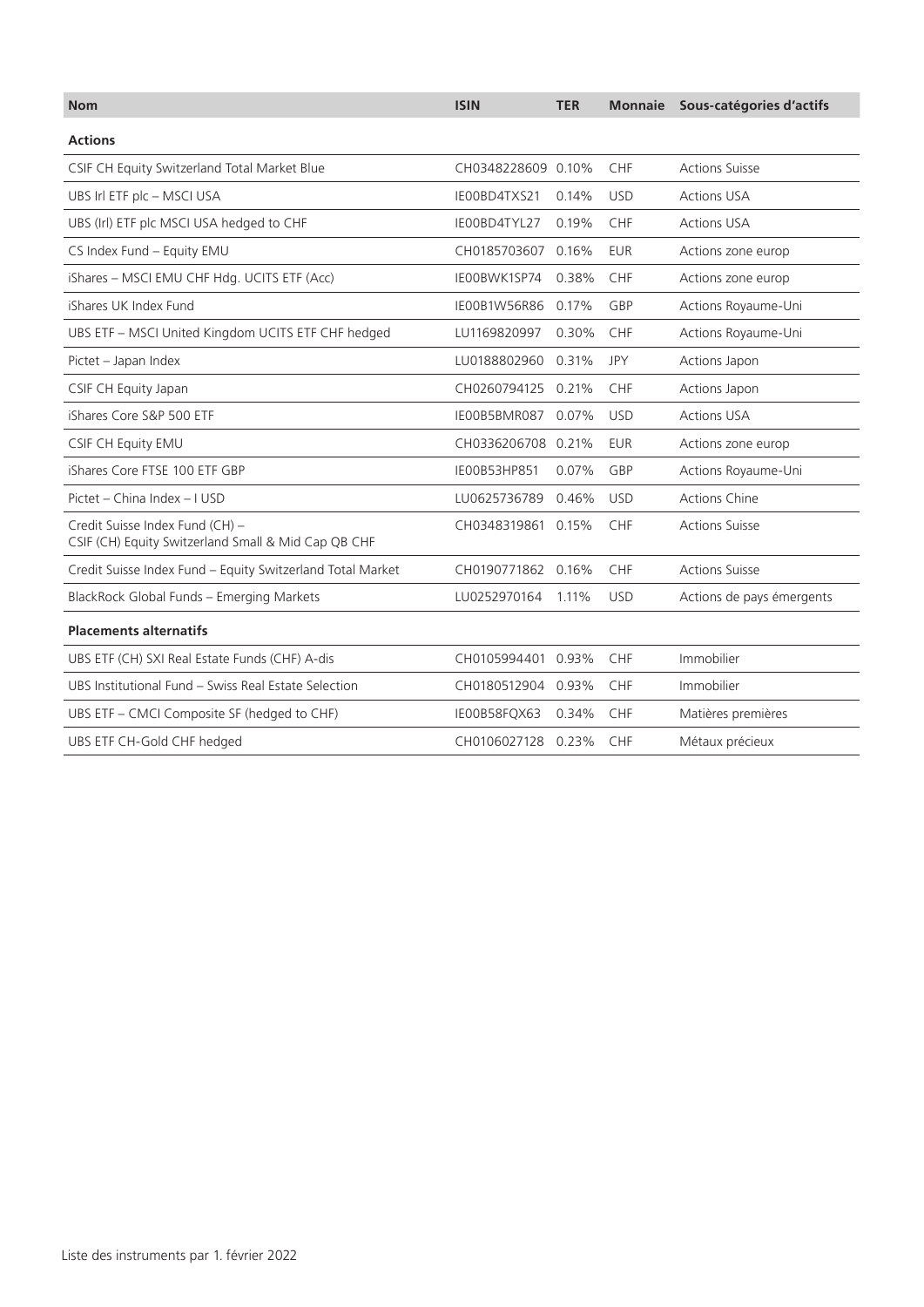| Nom | ISIN | TER | Monnaie | Sous-catégories d'actifs |
|---|---|---|---|---|
| **Actions** | | | | |
| CSIF CH Equity Switzerland Total Market Blue | CH0348228609 | 0.10% | CHF | Actions Suisse |
| UBS Irl ETF plc – MSCI USA | IE00BD4TXS21 | 0.14% | USD | Actions USA |
| UBS (Irl) ETF plc MSCI USA hedged to CHF | IE00BD4TYL27 | 0.19% | CHF | Actions USA |
| CS Index Fund – Equity EMU | CH0185703607 | 0.16% | EUR | Actions zone europ |
| iShares – MSCI EMU CHF Hdg. UCITS ETF (Acc) | IE00BWK1SP74 | 0.38% | CHF | Actions zone europ |
| iShares UK Index Fund | IE00B1W56R86 | 0.17% | GBP | Actions Royaume-Uni |
| UBS ETF – MSCI United Kingdom UCITS ETF CHF hedged | LU1169820997 | 0.30% | CHF | Actions Royaume-Uni |
| Pictet – Japan Index | LU0188802960 | 0.31% | JPY | Actions Japon |
| CSIF CH Equity Japan | CH0260794125 | 0.21% | CHF | Actions Japon |
| iShares Core S&P 500 ETF | IE00B5BMR087 | 0.07% | USD | Actions USA |
| CSIF CH Equity EMU | CH0336206708 | 0.21% | EUR | Actions zone europ |
| iShares Core FTSE 100 ETF GBP | IE00B53HP851 | 0.07% | GBP | Actions Royaume-Uni |
| Pictet – China Index – I USD | LU0625736789 | 0.46% | USD | Actions Chine |
| Credit Suisse Index Fund (CH) – CSIF (CH) Equity Switzerland Small & Mid Cap QB CHF | CH0348319861 | 0.15% | CHF | Actions Suisse |
| Credit Suisse Index Fund – Equity Switzerland Total Market | CH0190771862 | 0.16% | CHF | Actions Suisse |
| BlackRock Global Funds – Emerging Markets | LU0252970164 | 1.11% | USD | Actions de pays émergents |
| **Placements alternatifs** | | | | |
| UBS ETF (CH) SXI Real Estate Funds (CHF) A-dis | CH0105994401 | 0.93% | CHF | Immobilier |
| UBS Institutional Fund – Swiss Real Estate Selection | CH0180512904 | 0.93% | CHF | Immobilier |
| UBS ETF – CMCI Composite SF (hedged to CHF) | IE00B58FQX63 | 0.34% | CHF | Matières premières |
| UBS ETF CH-Gold CHF hedged | CH0106027128 | 0.23% | CHF | Métaux précieux |

Liste des instruments par 1. février 2022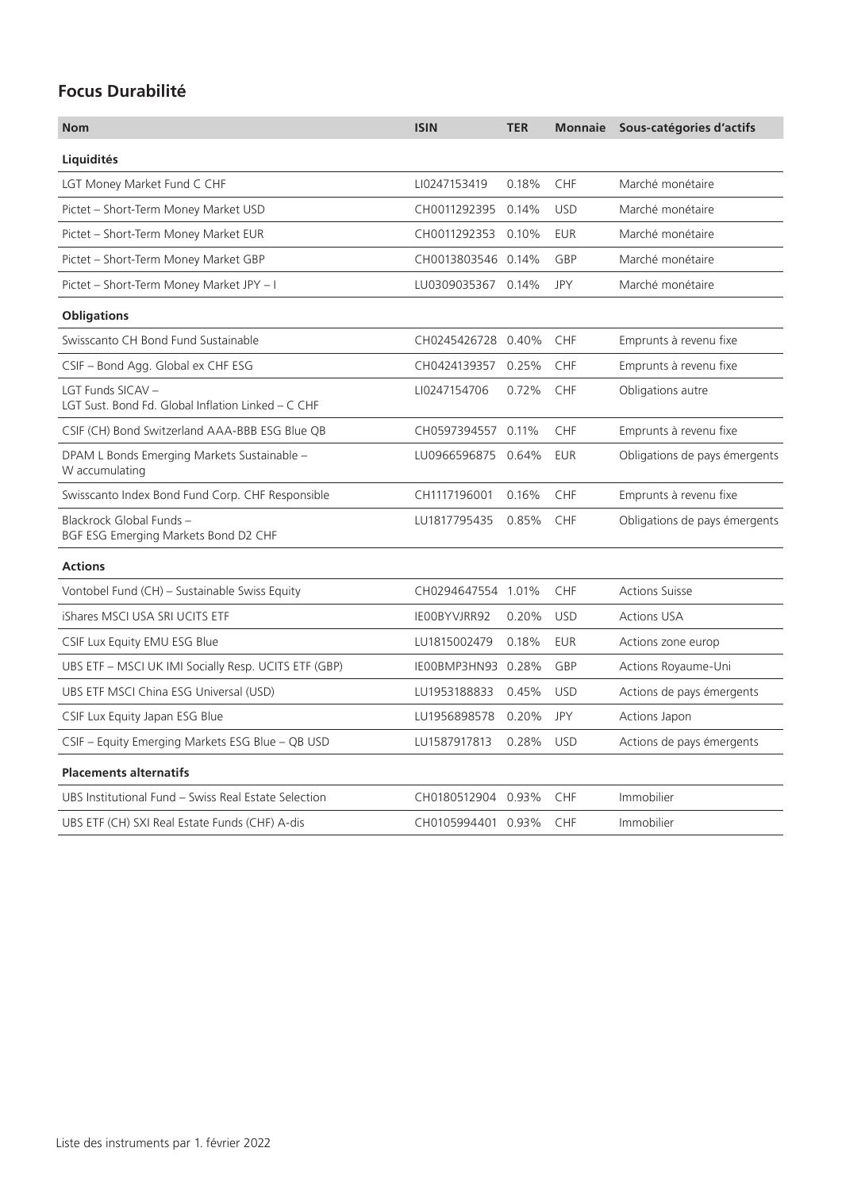## Focus Durabilité

| Nom | ISIN | TER | Monnaie | Sous-catégories d'actifs |
|---|---|---|---|---|
| **Liquidités** | | | | |
| LGT Money Market Fund C CHF | LI0247153419 | 0.18% | CHF | Marché monétaire |
| Pictet – Short-Term Money Market USD | CH0011292395 | 0.14% | USD | Marché monétaire |
| Pictet – Short-Term Money Market EUR | CH0011292353 | 0.10% | EUR | Marché monétaire |
| Pictet – Short-Term Money Market GBP | CH0013803546 | 0.14% | GBP | Marché monétaire |
| Pictet – Short-Term Money Market JPY – I | LU0309035367 | 0.14% | JPY | Marché monétaire |
| **Obligations** | | | | |
| Swisscanto CH Bond Fund Sustainable | CH0245426728 | 0.40% | CHF | Emprunts à revenu fixe |
| CSIF – Bond Agg. Global ex CHF ESG | CH0424139357 | 0.25% | CHF | Emprunts à revenu fixe |
| LGT Funds SICAV – LGT Sust. Bond Fd. Global Inflation Linked – C CHF | LI0247154706 | 0.72% | CHF | Obligations autre |
| CSIF (CH) Bond Switzerland AAA-BBB ESG Blue QB | CH0597394557 | 0.11% | CHF | Emprunts à revenu fixe |
| DPAM L Bonds Emerging Markets Sustainable – W accumulating | LU0966596875 | 0.64% | EUR | Obligations de pays émergents |
| Swisscanto Index Bond Fund Corp. CHF Responsible | CH1117196001 | 0.16% | CHF | Emprunts à revenu fixe |
| Blackrock Global Funds – BGF ESG Emerging Markets Bond D2 CHF | LU1817795435 | 0.85% | CHF | Obligations de pays émergents |
| **Actions** | | | | |
| Vontobel Fund (CH) – Sustainable Swiss Equity | CH0294647554 | 1.01% | CHF | Actions Suisse |
| iShares MSCI USA SRI UCITS ETF | IE00BYVJRR92 | 0.20% | USD | Actions USA |
| CSIF Lux Equity EMU ESG Blue | LU1815002479 | 0.18% | EUR | Actions zone europ |
| UBS ETF – MSCI UK IMI Socially Resp. UCITS ETF (GBP) | IE00BMP3HN93 | 0.28% | GBP | Actions Royaume-Uni |
| UBS ETF MSCI China ESG Universal (USD) | LU1953188833 | 0.45% | USD | Actions de pays émergents |
| CSIF Lux Equity Japan ESG Blue | LU1956898578 | 0.20% | JPY | Actions Japon |
| CSIF – Equity Emerging Markets ESG Blue – QB USD | LU1587917813 | 0.28% | USD | Actions de pays émergents |
| **Placements alternatifs** | | | | |
| UBS Institutional Fund – Swiss Real Estate Selection | CH0180512904 | 0.93% | CHF | Immobilier |
| UBS ETF (CH) SXI Real Estate Funds (CHF) A-dis | CH0105994401 | 0.93% | CHF | Immobilier |

Liste des instruments par 1. février 2022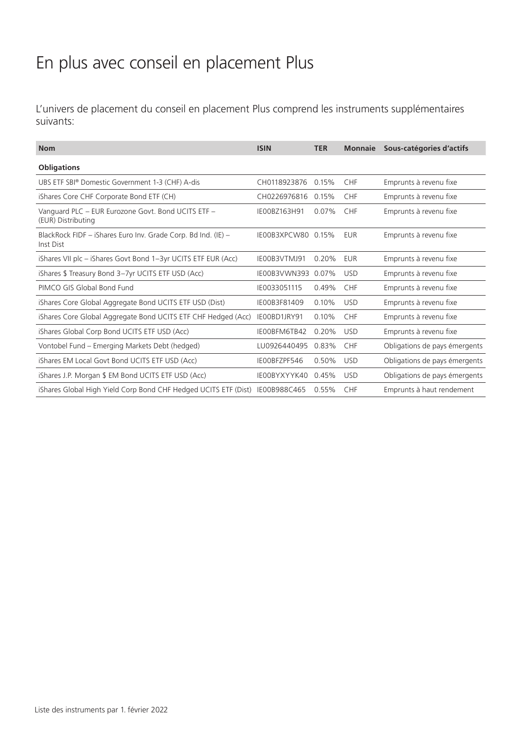# En plus avec conseil en placement Plus

L'univers de placement du conseil en placement Plus comprend les instruments supplémentaires suivants:

| Nom | ISIN | TER | Monnaie | Sous-catégories d'actifs |
|---|---|---|---|---|
| **Obligations** | | | | |
| UBS ETF SBI® Domestic Government 1-3 (CHF) A-dis | CH0118923876 | 0.15% | CHF | Emprunts à revenu fixe |
| iShares Core CHF Corporate Bond ETF (CH) | CH0226976816 | 0.15% | CHF | Emprunts à revenu fixe |
| Vanguard PLC – EUR Eurozone Govt. Bond UCITS ETF – (EUR) Distributing | IE00BZ163H91 | 0.07% | CHF | Emprunts à revenu fixe |
| BlackRock FIDF – iShares Euro Inv. Grade Corp. Bd Ind. (IE) – Inst Dist | IE00B3XPCW80 | 0.15% | EUR | Emprunts à revenu fixe |
| iShares VII plc – iShares Govt Bond 1–3yr UCITS ETF EUR (Acc) | IE00B3VTMJ91 | 0.20% | EUR | Emprunts à revenu fixe |
| iShares $ Treasury Bond 3–7yr UCITS ETF USD (Acc) | IE00B3VWN393 | 0.07% | USD | Emprunts à revenu fixe |
| PIMCO GIS Global Bond Fund | IE0033051115 | 0.49% | CHF | Emprunts à revenu fixe |
| iShares Core Global Aggregate Bond UCITS ETF USD (Dist) | IE00B3F81409 | 0.10% | USD | Emprunts à revenu fixe |
| iShares Core Global Aggregate Bond UCITS ETF CHF Hedged (Acc) | IE00BD1JRY91 | 0.10% | CHF | Emprunts à revenu fixe |
| iShares Global Corp Bond UCITS ETF USD (Acc) | IE00BFM6TB42 | 0.20% | USD | Emprunts à revenu fixe |
| Vontobel Fund – Emerging Markets Debt (hedged) | LU0926440495 | 0.83% | CHF | Obligations de pays émergents |
| iShares EM Local Govt Bond UCITS ETF USD (Acc) | IE00BFZPF546 | 0.50% | USD | Obligations de pays émergents |
| iShares J.P. Morgan $ EM Bond UCITS ETF USD (Acc) | IE00BYXYYK40 | 0.45% | USD | Obligations de pays émergents |
| iShares Global High Yield Corp Bond CHF Hedged UCITS ETF (Dist) | IE00B988C465 | 0.55% | CHF | Emprunts à haut rendement |

Liste des instruments par 1. février 2022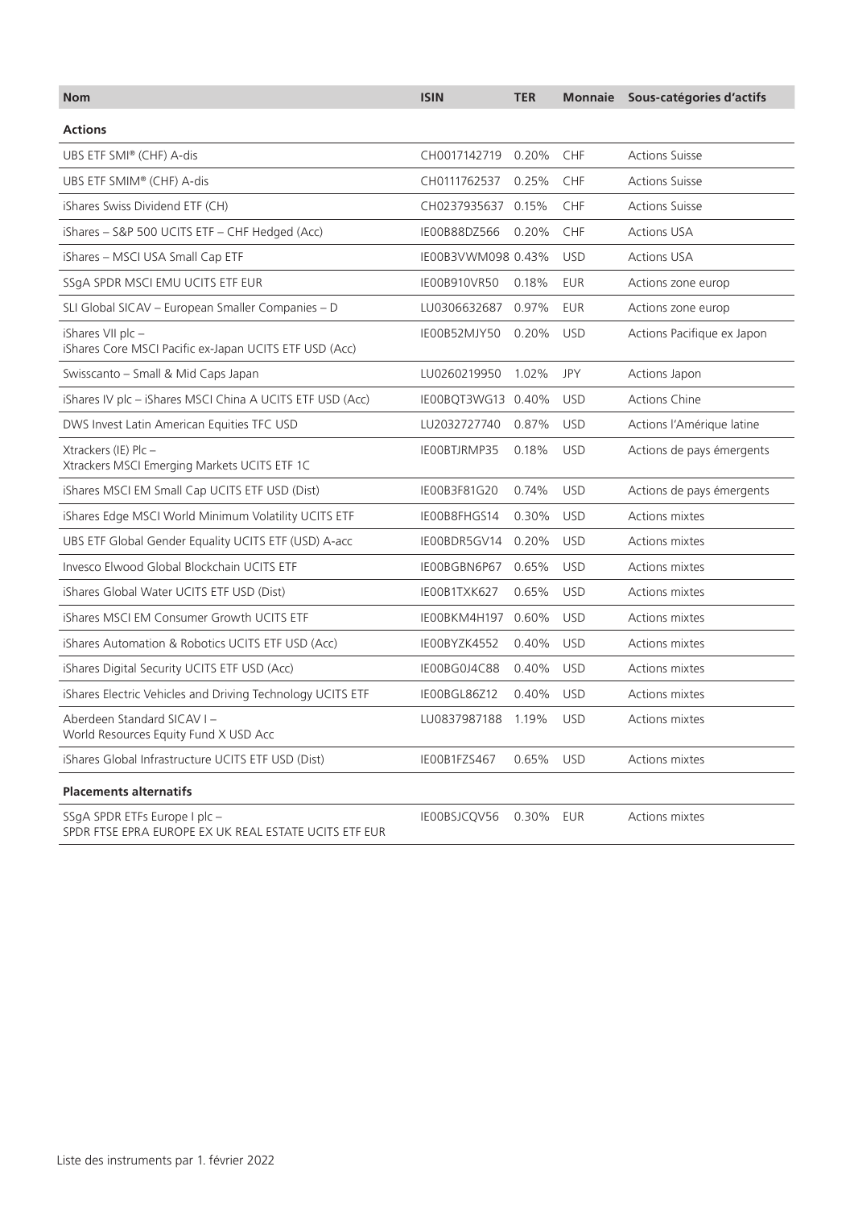| Nom | ISIN | TER | Monnaie | Sous-catégories d'actifs |
|---|---|---|---|---|
| **Actions** | | | | |
| UBS ETF SMI® (CHF) A-dis | CH0017142719 | 0.20% | CHF | Actions Suisse |
| UBS ETF SMIM® (CHF) A-dis | CH0111762537 | 0.25% | CHF | Actions Suisse |
| iShares Swiss Dividend ETF (CH) | CH0237935637 | 0.15% | CHF | Actions Suisse |
| iShares – S&P 500 UCITS ETF – CHF Hedged (Acc) | IE00B88DZ566 | 0.20% | CHF | Actions USA |
| iShares – MSCI USA Small Cap ETF | IE00B3VWM098 | 0.43% | USD | Actions USA |
| SSgA SPDR MSCI EMU UCITS ETF EUR | IE00B910VR50 | 0.18% | EUR | Actions zone europ |
| SLI Global SICAV – European Smaller Companies – D | LU0306632687 | 0.97% | EUR | Actions zone europ |
| iShares VII plc – iShares Core MSCI Pacific ex-Japan UCITS ETF USD (Acc) | IE00B52MJY50 | 0.20% | USD | Actions Pacifique ex Japon |
| Swisscanto – Small & Mid Caps Japan | LU0260219950 | 1.02% | JPY | Actions Japon |
| iShares IV plc – iShares MSCI China A UCITS ETF USD (Acc) | IE00BQT3WG13 | 0.40% | USD | Actions Chine |
| DWS Invest Latin American Equities TFC USD | LU2032727740 | 0.87% | USD | Actions l'Amérique latine |
| Xtrackers (IE) Plc – Xtrackers MSCI Emerging Markets UCITS ETF 1C | IE00BTJRMP35 | 0.18% | USD | Actions de pays émergents |
| iShares MSCI EM Small Cap UCITS ETF USD (Dist) | IE00B3F81G20 | 0.74% | USD | Actions de pays émergents |
| iShares Edge MSCI World Minimum Volatility UCITS ETF | IE00B8FHGS14 | 0.30% | USD | Actions mixtes |
| UBS ETF Global Gender Equality UCITS ETF (USD) A-acc | IE00BDR5GV14 | 0.20% | USD | Actions mixtes |
| Invesco Elwood Global Blockchain UCITS ETF | IE00BGBN6P67 | 0.65% | USD | Actions mixtes |
| iShares Global Water UCITS ETF USD (Dist) | IE00B1TXK627 | 0.65% | USD | Actions mixtes |
| iShares MSCI EM Consumer Growth UCITS ETF | IE00BKM4H197 | 0.60% | USD | Actions mixtes |
| iShares Automation & Robotics UCITS ETF USD (Acc) | IE00BYZK4552 | 0.40% | USD | Actions mixtes |
| iShares Digital Security UCITS ETF USD (Acc) | IE00BG0J4C88 | 0.40% | USD | Actions mixtes |
| iShares Electric Vehicles and Driving Technology UCITS ETF | IE00BGL86Z12 | 0.40% | USD | Actions mixtes |
| Aberdeen Standard SICAV I – World Resources Equity Fund X USD Acc | LU0837987188 | 1.19% | USD | Actions mixtes |
| iShares Global Infrastructure UCITS ETF USD (Dist) | IE00B1FZS467 | 0.65% | USD | Actions mixtes |
| **Placements alternatifs** | | | | |
| SSgA SPDR ETFs Europe I plc – SPDR FTSE EPRA EUROPE EX UK REAL ESTATE UCITS ETF EUR | IE00BSJCQV56 | 0.30% | EUR | Actions mixtes |

Liste des instruments par 1. février 2022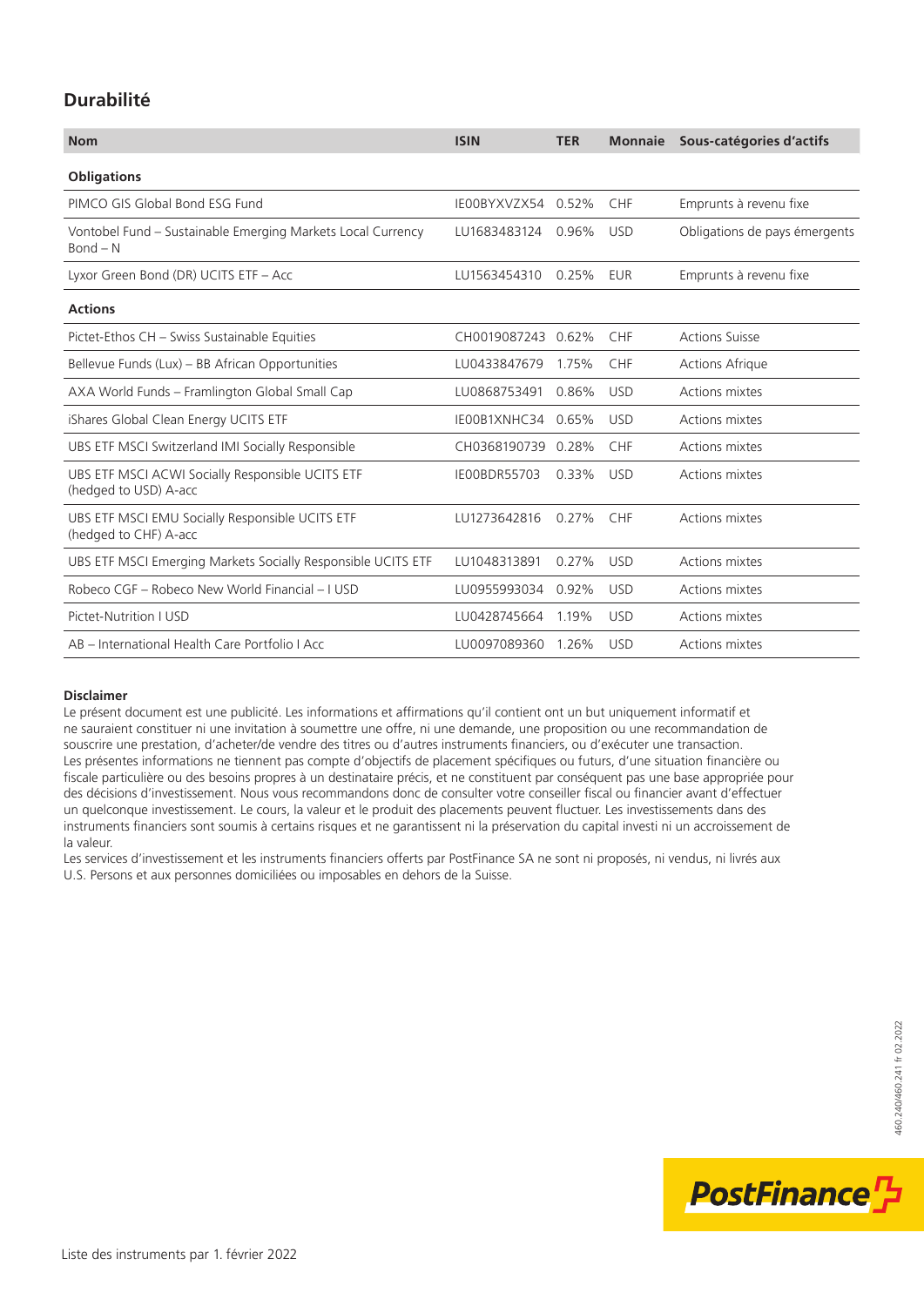## Durabilité

| Nom | ISIN | TER | Monnaie | Sous-catégories d'actifs |
|---|---|---|---|---|
| **Obligations** | | | | |
| PIMCO GIS Global Bond ESG Fund | IE00BYXVZX54 | 0.52% | CHF | Emprunts à revenu fixe |
| Vontobel Fund – Sustainable Emerging Markets Local Currency Bond – N | LU1683483124 | 0.96% | USD | Obligations de pays émergents |
| Lyxor Green Bond (DR) UCITS ETF – Acc | LU1563454310 | 0.25% | EUR | Emprunts à revenu fixe |
| **Actions** | | | | |
| Pictet-Ethos CH – Swiss Sustainable Equities | CH0019087243 | 0.62% | CHF | Actions Suisse |
| Bellevue Funds (Lux) – BB African Opportunities | LU0433847679 | 1.75% | CHF | Actions Afrique |
| AXA World Funds – Framlington Global Small Cap | LU0868753491 | 0.86% | USD | Actions mixtes |
| iShares Global Clean Energy UCITS ETF | IE00B1XNHC34 | 0.65% | USD | Actions mixtes |
| UBS ETF MSCI Switzerland IMI Socially Responsible | CH0368190739 | 0.28% | CHF | Actions mixtes |
| UBS ETF MSCI ACWI Socially Responsible UCITS ETF (hedged to USD) A-acc | IE00BDR55703 | 0.33% | USD | Actions mixtes |
| UBS ETF MSCI EMU Socially Responsible UCITS ETF (hedged to CHF) A-acc | LU1273642816 | 0.27% | CHF | Actions mixtes |
| UBS ETF MSCI Emerging Markets Socially Responsible UCITS ETF | LU1048313891 | 0.27% | USD | Actions mixtes |
| Robeco CGF – Robeco New World Financial – I USD | LU0955993034 | 0.92% | USD | Actions mixtes |
| Pictet-Nutrition I USD | LU0428745664 | 1.19% | USD | Actions mixtes |
| AB – International Health Care Portfolio I Acc | LU0097089360 | 1.26% | USD | Actions mixtes |

**Disclaimer**

Le présent document est une publicité. Les informations et affirmations qu'il contient ont un but uniquement informatif et ne sauraient constituer ni une invitation à soumettre une offre, ni une demande, une proposition ou une recommandation de souscrire une prestation, d'acheter/de vendre des titres ou d'autres instruments financiers, ou d'exécuter une transaction. Les présentes informations ne tiennent pas compte d'objectifs de placement spécifiques ou futurs, d'une situation financière ou fiscale particulière ou des besoins propres à un destinataire précis, et ne constituent par conséquent pas une base appropriée pour des décisions d'investissement. Nous vous recommandons donc de consulter votre conseiller fiscal ou financier avant d'effectuer un quelconque investissement. Le cours, la valeur et le produit des placements peuvent fluctuer. Les investissements dans des instruments financiers sont soumis à certains risques et ne garantissent ni la préservation du capital investi ni un accroissement de la valeur.

Les services d'investissement et les instruments financiers offerts par PostFinance SA ne sont ni proposés, ni vendus, ni livrés aux U.S. Persons et aux personnes domiciliées ou imposables en dehors de la Suisse.

460.240/460.241 fr 02.2022

PostFinance

Liste des instruments par 1. février 2022